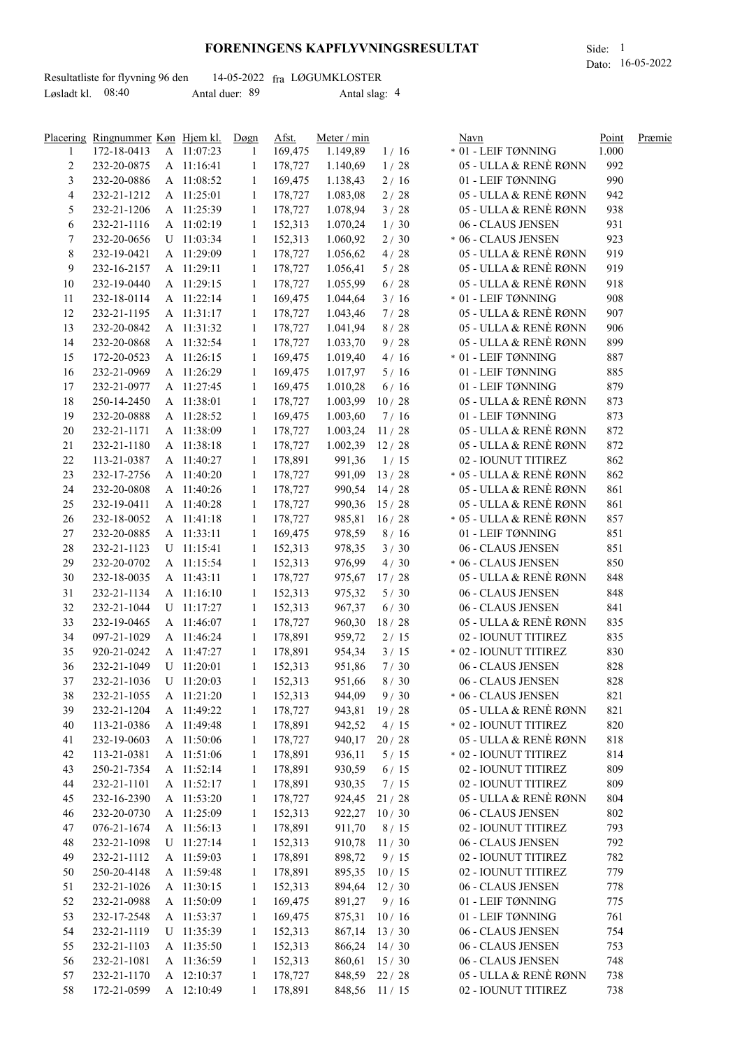# FORENINGENS KAPFLYVNINGSRESULTAT

Side: 1
Dato: 16-05-2022

Resultatliste for flyvning 96 den 14-05-2022 fra LØGUMKLOSTER
Løsladt kl. 08:40 Antal duer: 89 Antal slag: 4

| Placering | Ringnummer | Køn | Hjem kl. | Døgn | Afst. | Meter / min | | Navn | Point | Præmie |
|---|---|---|---|---|---|---|---|---|---|---|
| 1 | 172-18-0413 | A | 11:07:23 | 1 | 169,475 | 1.149,89 | 1 / 16 | * 01 - LEIF TØNNING | 1.000 | |
| 2 | 232-20-0875 | A | 11:16:41 | 1 | 178,727 | 1.140,69 | 1 / 28 | 05 - ULLA & RENÈ RØNN | 992 | |
| 3 | 232-20-0886 | A | 11:08:52 | 1 | 169,475 | 1.138,43 | 2 / 16 | 01 - LEIF TØNNING | 990 | |
| 4 | 232-21-1212 | A | 11:25:01 | 1 | 178,727 | 1.083,08 | 2 / 28 | 05 - ULLA & RENÈ RØNN | 942 | |
| 5 | 232-21-1206 | A | 11:25:39 | 1 | 178,727 | 1.078,94 | 3 / 28 | 05 - ULLA & RENÈ RØNN | 938 | |
| 6 | 232-21-1116 | A | 11:02:19 | 1 | 152,313 | 1.070,24 | 1 / 30 | 06 - CLAUS JENSEN | 931 | |
| 7 | 232-20-0656 | U | 11:03:34 | 1 | 152,313 | 1.060,92 | 2 / 30 | * 06 - CLAUS JENSEN | 923 | |
| 8 | 232-19-0421 | A | 11:29:09 | 1 | 178,727 | 1.056,62 | 4 / 28 | 05 - ULLA & RENÈ RØNN | 919 | |
| 9 | 232-16-2157 | A | 11:29:11 | 1 | 178,727 | 1.056,41 | 5 / 28 | 05 - ULLA & RENÈ RØNN | 919 | |
| 10 | 232-19-0440 | A | 11:29:15 | 1 | 178,727 | 1.055,99 | 6 / 28 | 05 - ULLA & RENÈ RØNN | 918 | |
| 11 | 232-18-0114 | A | 11:22:14 | 1 | 169,475 | 1.044,64 | 3 / 16 | * 01 - LEIF TØNNING | 908 | |
| 12 | 232-21-1195 | A | 11:31:17 | 1 | 178,727 | 1.043,46 | 7 / 28 | 05 - ULLA & RENÈ RØNN | 907 | |
| 13 | 232-20-0842 | A | 11:31:32 | 1 | 178,727 | 1.041,94 | 8 / 28 | 05 - ULLA & RENÈ RØNN | 906 | |
| 14 | 232-20-0868 | A | 11:32:54 | 1 | 178,727 | 1.033,70 | 9 / 28 | 05 - ULLA & RENÈ RØNN | 899 | |
| 15 | 172-20-0523 | A | 11:26:15 | 1 | 169,475 | 1.019,40 | 4 / 16 | * 01 - LEIF TØNNING | 887 | |
| 16 | 232-21-0969 | A | 11:26:29 | 1 | 169,475 | 1.017,97 | 5 / 16 | 01 - LEIF TØNNING | 885 | |
| 17 | 232-21-0977 | A | 11:27:45 | 1 | 169,475 | 1.010,28 | 6 / 16 | 01 - LEIF TØNNING | 879 | |
| 18 | 250-14-2450 | A | 11:38:01 | 1 | 178,727 | 1.003,99 | 10 / 28 | 05 - ULLA & RENÈ RØNN | 873 | |
| 19 | 232-20-0888 | A | 11:28:52 | 1 | 169,475 | 1.003,60 | 7 / 16 | 01 - LEIF TØNNING | 873 | |
| 20 | 232-21-1171 | A | 11:38:09 | 1 | 178,727 | 1.003,24 | 11 / 28 | 05 - ULLA & RENÈ RØNN | 872 | |
| 21 | 232-21-1180 | A | 11:38:18 | 1 | 178,727 | 1.002,39 | 12 / 28 | 05 - ULLA & RENÈ RØNN | 872 | |
| 22 | 113-21-0387 | A | 11:40:27 | 1 | 178,891 | 991,36 | 1 / 15 | 02 - IOUNUT TITIREZ | 862 | |
| 23 | 232-17-2756 | A | 11:40:20 | 1 | 178,727 | 991,09 | 13 / 28 | * 05 - ULLA & RENÈ RØNN | 862 | |
| 24 | 232-20-0808 | A | 11:40:26 | 1 | 178,727 | 990,54 | 14 / 28 | 05 - ULLA & RENÈ RØNN | 861 | |
| 25 | 232-19-0411 | A | 11:40:28 | 1 | 178,727 | 990,36 | 15 / 28 | 05 - ULLA & RENÈ RØNN | 861 | |
| 26 | 232-18-0052 | A | 11:41:18 | 1 | 178,727 | 985,81 | 16 / 28 | * 05 - ULLA & RENÈ RØNN | 857 | |
| 27 | 232-20-0885 | A | 11:33:11 | 1 | 169,475 | 978,59 | 8 / 16 | 01 - LEIF TØNNING | 851 | |
| 28 | 232-21-1123 | U | 11:15:41 | 1 | 152,313 | 978,35 | 3 / 30 | 06 - CLAUS JENSEN | 851 | |
| 29 | 232-20-0702 | A | 11:15:54 | 1 | 152,313 | 976,99 | 4 / 30 | * 06 - CLAUS JENSEN | 850 | |
| 30 | 232-18-0035 | A | 11:43:11 | 1 | 178,727 | 975,67 | 17 / 28 | 05 - ULLA & RENÈ RØNN | 848 | |
| 31 | 232-21-1134 | A | 11:16:10 | 1 | 152,313 | 975,32 | 5 / 30 | 06 - CLAUS JENSEN | 848 | |
| 32 | 232-21-1044 | U | 11:17:27 | 1 | 152,313 | 967,37 | 6 / 30 | 06 - CLAUS JENSEN | 841 | |
| 33 | 232-19-0465 | A | 11:46:07 | 1 | 178,727 | 960,30 | 18 / 28 | 05 - ULLA & RENÈ RØNN | 835 | |
| 34 | 097-21-1029 | A | 11:46:24 | 1 | 178,891 | 959,72 | 2 / 15 | 02 - IOUNUT TITIREZ | 835 | |
| 35 | 920-21-0242 | A | 11:47:27 | 1 | 178,891 | 954,34 | 3 / 15 | * 02 - IOUNUT TITIREZ | 830 | |
| 36 | 232-21-1049 | U | 11:20:01 | 1 | 152,313 | 951,86 | 7 / 30 | 06 - CLAUS JENSEN | 828 | |
| 37 | 232-21-1036 | U | 11:20:03 | 1 | 152,313 | 951,66 | 8 / 30 | 06 - CLAUS JENSEN | 828 | |
| 38 | 232-21-1055 | A | 11:21:20 | 1 | 152,313 | 944,09 | 9 / 30 | * 06 - CLAUS JENSEN | 821 | |
| 39 | 232-21-1204 | A | 11:49:22 | 1 | 178,727 | 943,81 | 19 / 28 | 05 - ULLA & RENÈ RØNN | 821 | |
| 40 | 113-21-0386 | A | 11:49:48 | 1 | 178,891 | 942,52 | 4 / 15 | * 02 - IOUNUT TITIREZ | 820 | |
| 41 | 232-19-0603 | A | 11:50:06 | 1 | 178,727 | 940,17 | 20 / 28 | 05 - ULLA & RENÈ RØNN | 818 | |
| 42 | 113-21-0381 | A | 11:51:06 | 1 | 178,891 | 936,11 | 5 / 15 | * 02 - IOUNUT TITIREZ | 814 | |
| 43 | 250-21-7354 | A | 11:52:14 | 1 | 178,891 | 930,59 | 6 / 15 | 02 - IOUNUT TITIREZ | 809 | |
| 44 | 232-21-1101 | A | 11:52:17 | 1 | 178,891 | 930,35 | 7 / 15 | 02 - IOUNUT TITIREZ | 809 | |
| 45 | 232-16-2390 | A | 11:53:20 | 1 | 178,727 | 924,45 | 21 / 28 | 05 - ULLA & RENÈ RØNN | 804 | |
| 46 | 232-20-0730 | A | 11:25:09 | 1 | 152,313 | 922,27 | 10 / 30 | 06 - CLAUS JENSEN | 802 | |
| 47 | 076-21-1674 | A | 11:56:13 | 1 | 178,891 | 911,70 | 8 / 15 | 02 - IOUNUT TITIREZ | 793 | |
| 48 | 232-21-1098 | U | 11:27:14 | 1 | 152,313 | 910,78 | 11 / 30 | 06 - CLAUS JENSEN | 792 | |
| 49 | 232-21-1112 | A | 11:59:03 | 1 | 178,891 | 898,72 | 9 / 15 | 02 - IOUNUT TITIREZ | 782 | |
| 50 | 250-20-4148 | A | 11:59:48 | 1 | 178,891 | 895,35 | 10 / 15 | 02 - IOUNUT TITIREZ | 779 | |
| 51 | 232-21-1026 | A | 11:30:15 | 1 | 152,313 | 894,64 | 12 / 30 | 06 - CLAUS JENSEN | 778 | |
| 52 | 232-21-0988 | A | 11:50:09 | 1 | 169,475 | 891,27 | 9 / 16 | 01 - LEIF TØNNING | 775 | |
| 53 | 232-17-2548 | A | 11:53:37 | 1 | 169,475 | 875,31 | 10 / 16 | 01 - LEIF TØNNING | 761 | |
| 54 | 232-21-1119 | U | 11:35:39 | 1 | 152,313 | 867,14 | 13 / 30 | 06 - CLAUS JENSEN | 754 | |
| 55 | 232-21-1103 | A | 11:35:50 | 1 | 152,313 | 866,24 | 14 / 30 | 06 - CLAUS JENSEN | 753 | |
| 56 | 232-21-1081 | A | 11:36:59 | 1 | 152,313 | 860,61 | 15 / 30 | 06 - CLAUS JENSEN | 748 | |
| 57 | 232-21-1170 | A | 12:10:37 | 1 | 178,727 | 848,59 | 22 / 28 | 05 - ULLA & RENÈ RØNN | 738 | |
| 58 | 172-21-0599 | A | 12:10:49 | 1 | 178,891 | 848,56 | 11 / 15 | 02 - IOUNUT TITIREZ | 738 | |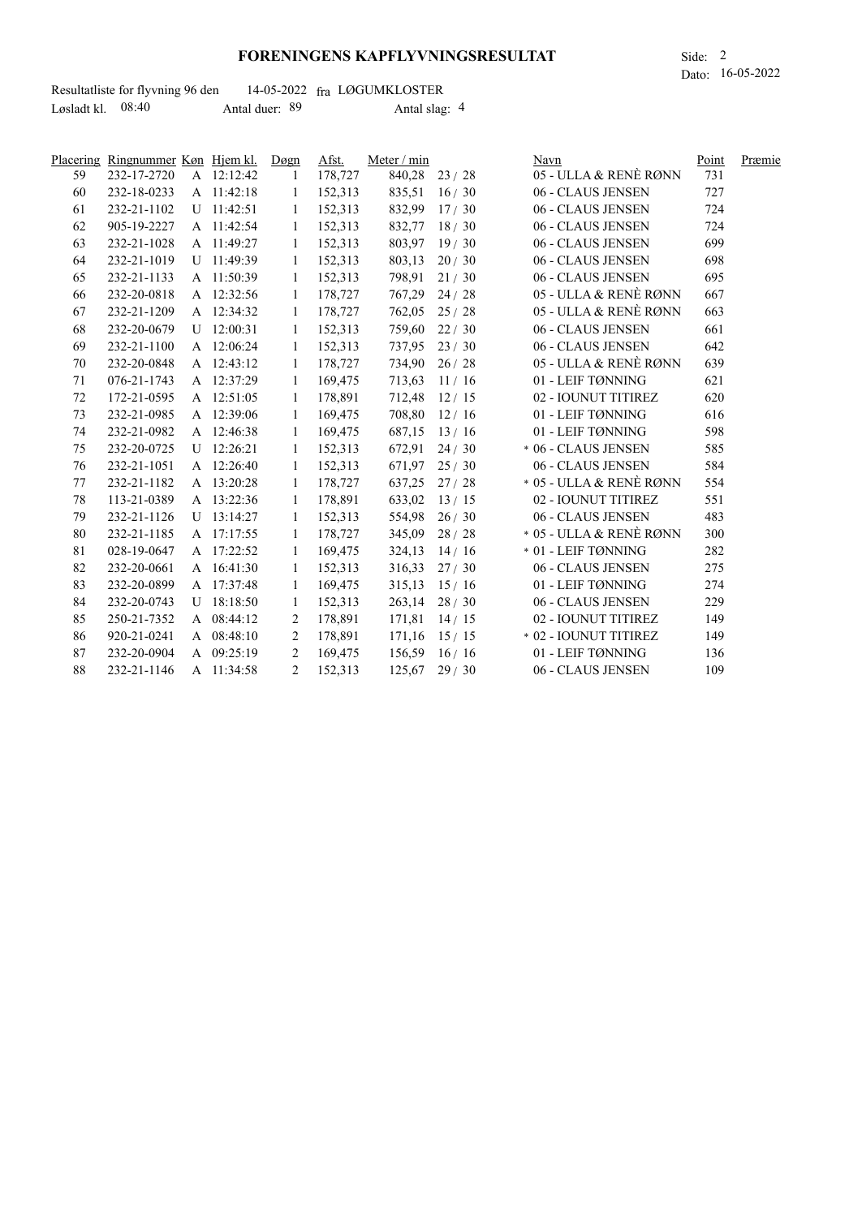# FORENINGENS KAPFLYVNINGSRESULTAT

Side: 2
Dato: 16-05-2022

Resultatliste for flyvning 96 den 14-05-2022 fra LØGUMKLOSTER
Løsladt kl. 08:40 Antal duer: 89 Antal slag: 4

| Placering | Ringnummer | Køn | Hjem kl. | Døgn | Afst. | Meter / min | | Navn | Point | Præmie |
|---|---|---|---|---|---|---|---|---|---|---|
| 59 | 232-17-2720 | A | 12:12:42 | 1 | 178,727 | 840,28 | 23 / 28 | 05 - ULLA & RENÈ RØNN | 731 | |
| 60 | 232-18-0233 | A | 11:42:18 | 1 | 152,313 | 835,51 | 16 / 30 | 06 - CLAUS JENSEN | 727 | |
| 61 | 232-21-1102 | U | 11:42:51 | 1 | 152,313 | 832,99 | 17 / 30 | 06 - CLAUS JENSEN | 724 | |
| 62 | 905-19-2227 | A | 11:42:54 | 1 | 152,313 | 832,77 | 18 / 30 | 06 - CLAUS JENSEN | 724 | |
| 63 | 232-21-1028 | A | 11:49:27 | 1 | 152,313 | 803,97 | 19 / 30 | 06 - CLAUS JENSEN | 699 | |
| 64 | 232-21-1019 | U | 11:49:39 | 1 | 152,313 | 803,13 | 20 / 30 | 06 - CLAUS JENSEN | 698 | |
| 65 | 232-21-1133 | A | 11:50:39 | 1 | 152,313 | 798,91 | 21 / 30 | 06 - CLAUS JENSEN | 695 | |
| 66 | 232-20-0818 | A | 12:32:56 | 1 | 178,727 | 767,29 | 24 / 28 | 05 - ULLA & RENÈ RØNN | 667 | |
| 67 | 232-21-1209 | A | 12:34:32 | 1 | 178,727 | 762,05 | 25 / 28 | 05 - ULLA & RENÈ RØNN | 663 | |
| 68 | 232-20-0679 | U | 12:00:31 | 1 | 152,313 | 759,60 | 22 / 30 | 06 - CLAUS JENSEN | 661 | |
| 69 | 232-21-1100 | A | 12:06:24 | 1 | 152,313 | 737,95 | 23 / 30 | 06 - CLAUS JENSEN | 642 | |
| 70 | 232-20-0848 | A | 12:43:12 | 1 | 178,727 | 734,90 | 26 / 28 | 05 - ULLA & RENÈ RØNN | 639 | |
| 71 | 076-21-1743 | A | 12:37:29 | 1 | 169,475 | 713,63 | 11 / 16 | 01 - LEIF TØNNING | 621 | |
| 72 | 172-21-0595 | A | 12:51:05 | 1 | 178,891 | 712,48 | 12 / 15 | 02 - IOUNUT TITIREZ | 620 | |
| 73 | 232-21-0985 | A | 12:39:06 | 1 | 169,475 | 708,80 | 12 / 16 | 01 - LEIF TØNNING | 616 | |
| 74 | 232-21-0982 | A | 12:46:38 | 1 | 169,475 | 687,15 | 13 / 16 | 01 - LEIF TØNNING | 598 | |
| 75 | 232-20-0725 | U | 12:26:21 | 1 | 152,313 | 672,91 | 24 / 30 | * 06 - CLAUS JENSEN | 585 | |
| 76 | 232-21-1051 | A | 12:26:40 | 1 | 152,313 | 671,97 | 25 / 30 | 06 - CLAUS JENSEN | 584 | |
| 77 | 232-21-1182 | A | 13:20:28 | 1 | 178,727 | 637,25 | 27 / 28 | * 05 - ULLA & RENÈ RØNN | 554 | |
| 78 | 113-21-0389 | A | 13:22:36 | 1 | 178,891 | 633,02 | 13 / 15 | 02 - IOUNUT TITIREZ | 551 | |
| 79 | 232-21-1126 | U | 13:14:27 | 1 | 152,313 | 554,98 | 26 / 30 | 06 - CLAUS JENSEN | 483 | |
| 80 | 232-21-1185 | A | 17:17:55 | 1 | 178,727 | 345,09 | 28 / 28 | * 05 - ULLA & RENÈ RØNN | 300 | |
| 81 | 028-19-0647 | A | 17:22:52 | 1 | 169,475 | 324,13 | 14 / 16 | * 01 - LEIF TØNNING | 282 | |
| 82 | 232-20-0661 | A | 16:41:30 | 1 | 152,313 | 316,33 | 27 / 30 | 06 - CLAUS JENSEN | 275 | |
| 83 | 232-20-0899 | A | 17:37:48 | 1 | 169,475 | 315,13 | 15 / 16 | 01 - LEIF TØNNING | 274 | |
| 84 | 232-20-0743 | U | 18:18:50 | 1 | 152,313 | 263,14 | 28 / 30 | 06 - CLAUS JENSEN | 229 | |
| 85 | 250-21-7352 | A | 08:44:12 | 2 | 178,891 | 171,81 | 14 / 15 | 02 - IOUNUT TITIREZ | 149 | |
| 86 | 920-21-0241 | A | 08:48:10 | 2 | 178,891 | 171,16 | 15 / 15 | * 02 - IOUNUT TITIREZ | 149 | |
| 87 | 232-20-0904 | A | 09:25:19 | 2 | 169,475 | 156,59 | 16 / 16 | 01 - LEIF TØNNING | 136 | |
| 88 | 232-21-1146 | A | 11:34:58 | 2 | 152,313 | 125,67 | 29 / 30 | 06 - CLAUS JENSEN | 109 | |